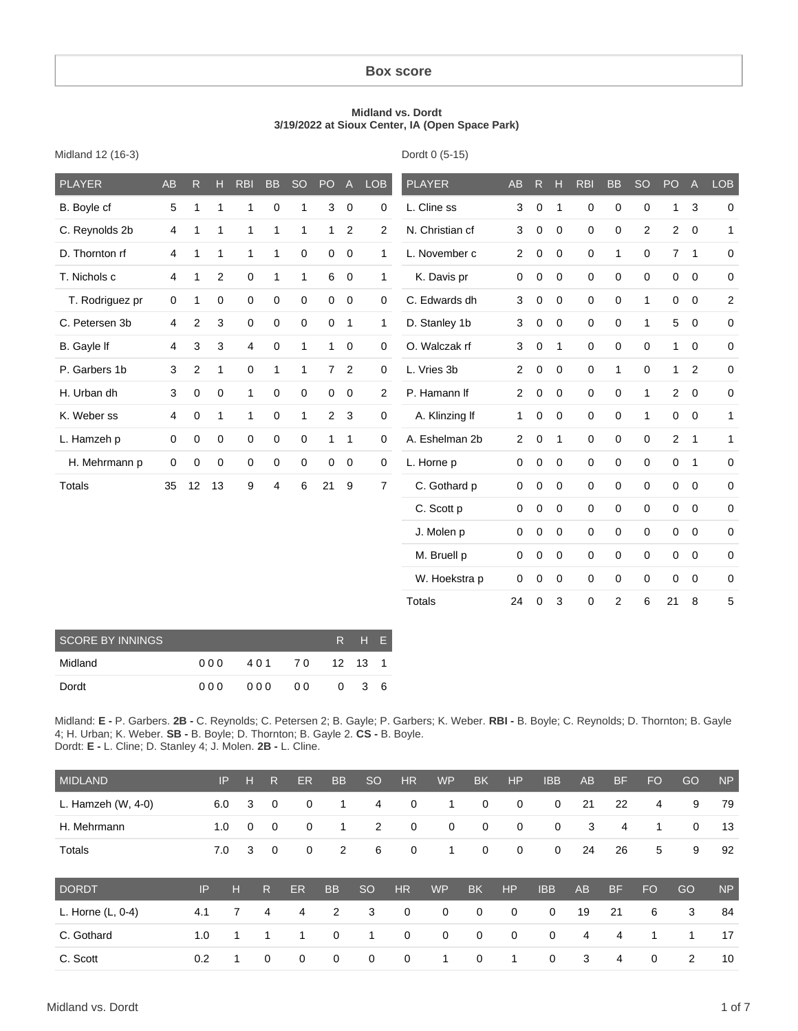## Box score

**Midland vs. Dordt**
**3/19/2022 at Sioux Center, IA (Open Space Park)**

Midland 12 (16-3)

| PLAYER | AB | R | H | RBI | BB | SO | PO | A | LOB |
|---|---|---|---|---|---|---|---|---|---|
| B. Boyle cf | 5 | 1 | 1 | 1 | 0 | 1 | 3 | 0 | 0 |
| C. Reynolds 2b | 4 | 1 | 1 | 1 | 1 | 1 | 1 | 2 | 2 |
| D. Thornton rf | 4 | 1 | 1 | 1 | 1 | 0 | 0 | 0 | 1 |
| T. Nichols c | 4 | 1 | 2 | 0 | 1 | 1 | 6 | 0 | 1 |
| T. Rodriguez pr | 0 | 1 | 0 | 0 | 0 | 0 | 0 | 0 | 0 |
| C. Petersen 3b | 4 | 2 | 3 | 0 | 0 | 0 | 0 | 1 | 1 |
| B. Gayle lf | 4 | 3 | 3 | 4 | 0 | 1 | 1 | 0 | 0 |
| P. Garbers 1b | 3 | 2 | 1 | 0 | 1 | 1 | 7 | 2 | 0 |
| H. Urban dh | 3 | 0 | 0 | 1 | 0 | 0 | 0 | 0 | 2 |
| K. Weber ss | 4 | 0 | 1 | 1 | 0 | 1 | 2 | 3 | 0 |
| L. Hamzeh p | 0 | 0 | 0 | 0 | 0 | 0 | 1 | 1 | 0 |
| H. Mehrmann p | 0 | 0 | 0 | 0 | 0 | 0 | 0 | 0 | 0 |
| Totals | 35 | 12 | 13 | 9 | 4 | 6 | 21 | 9 | 7 |

Dordt 0 (5-15)

| PLAYER | AB | R | H | RBI | BB | SO | PO | A | LOB |
|---|---|---|---|---|---|---|---|---|---|
| L. Cline ss | 3 | 0 | 1 | 0 | 0 | 0 | 1 | 3 | 0 |
| N. Christian cf | 3 | 0 | 0 | 0 | 0 | 2 | 2 | 0 | 1 |
| L. November c | 2 | 0 | 0 | 0 | 1 | 0 | 7 | 1 | 0 |
| K. Davis pr | 0 | 0 | 0 | 0 | 0 | 0 | 0 | 0 | 0 |
| C. Edwards dh | 3 | 0 | 0 | 0 | 0 | 1 | 0 | 0 | 2 |
| D. Stanley 1b | 3 | 0 | 0 | 0 | 0 | 1 | 5 | 0 | 0 |
| O. Walczak rf | 3 | 0 | 1 | 0 | 0 | 0 | 1 | 0 | 0 |
| L. Vries 3b | 2 | 0 | 0 | 0 | 1 | 0 | 1 | 2 | 0 |
| P. Hamann lf | 2 | 0 | 0 | 0 | 0 | 1 | 2 | 0 | 0 |
| A. Klinzing lf | 1 | 0 | 0 | 0 | 0 | 1 | 0 | 0 | 1 |
| A. Eshelman 2b | 2 | 0 | 1 | 0 | 0 | 0 | 2 | 1 | 1 |
| L. Horne p | 0 | 0 | 0 | 0 | 0 | 0 | 0 | 1 | 0 |
| C. Gothard p | 0 | 0 | 0 | 0 | 0 | 0 | 0 | 0 | 0 |
| C. Scott p | 0 | 0 | 0 | 0 | 0 | 0 | 0 | 0 | 0 |
| J. Molen p | 0 | 0 | 0 | 0 | 0 | 0 | 0 | 0 | 0 |
| M. Bruell p | 0 | 0 | 0 | 0 | 0 | 0 | 0 | 0 | 0 |
| W. Hoekstra p | 0 | 0 | 0 | 0 | 0 | 0 | 0 | 0 | 0 |
| Totals | 24 | 0 | 3 | 0 | 2 | 6 | 21 | 8 | 5 |

| SCORE BY INNINGS | | | | R | H | E |
|---|---|---|---|---|---|---|
| Midland | 000 | 401 | 70 | 12 | 13 | 1 |
| Dordt | 000 | 000 | 00 | 0 | 3 | 6 |

Midland: **E -** P. Garbers. **2B -** C. Reynolds; C. Petersen 2; B. Gayle; P. Garbers; K. Weber. **RBI -** B. Boyle; C. Reynolds; D. Thornton; B. Gayle 4; H. Urban; K. Weber. **SB -** B. Boyle; D. Thornton; B. Gayle 2. **CS -** B. Boyle.
Dordt: **E -** L. Cline; D. Stanley 4; J. Molen. **2B -** L. Cline.

| MIDLAND | IP | H | R | ER | BB | SO | HR | WP | BK | HP | IBB | AB | BF | FO | GO | NP |
|---|---|---|---|---|---|---|---|---|---|---|---|---|---|---|---|---|
| L. Hamzeh (W, 4-0) | 6.0 | 3 | 0 | 0 | 1 | 4 | 0 | 1 | 0 | 0 | 0 | 21 | 22 | 4 | 9 | 79 |
| H. Mehrmann | 1.0 | 0 | 0 | 0 | 1 | 2 | 0 | 0 | 0 | 0 | 0 | 3 | 4 | 1 | 0 | 13 |
| Totals | 7.0 | 3 | 0 | 0 | 2 | 6 | 0 | 1 | 0 | 0 | 0 | 24 | 26 | 5 | 9 | 92 |

| DORDT | IP | H | R | ER | BB | SO | HR | WP | BK | HP | IBB | AB | BF | FO | GO | NP |
|---|---|---|---|---|---|---|---|---|---|---|---|---|---|---|---|---|
| L. Horne (L, 0-4) | 4.1 | 7 | 4 | 4 | 2 | 3 | 0 | 0 | 0 | 0 | 0 | 19 | 21 | 6 | 3 | 84 |
| C. Gothard | 1.0 | 1 | 1 | 1 | 0 | 1 | 0 | 0 | 0 | 0 | 0 | 4 | 4 | 1 | 1 | 17 |
| C. Scott | 0.2 | 1 | 0 | 0 | 0 | 0 | 0 | 1 | 0 | 1 | 0 | 3 | 4 | 0 | 2 | 10 |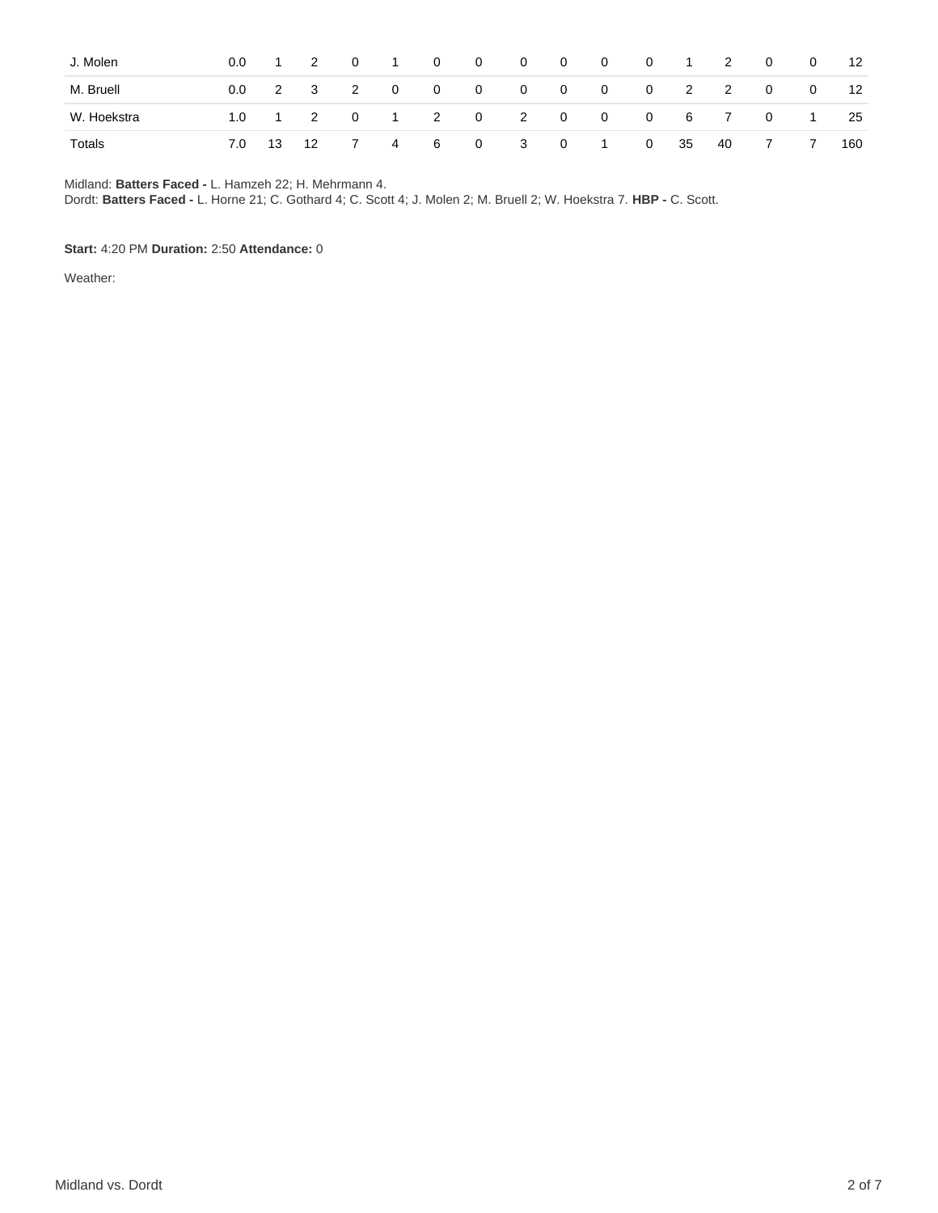| | | | | | | | | | | | | | | | | |
|---|---|---|---|---|---|---|---|---|---|---|---|---|---|---|---|---|
| J. Molen | 0.0 | 1 | 2 | 0 | 1 | 0 | 0 | 0 | 0 | 0 | 0 | 1 | 2 | 0 | 0 | 12 |
| M. Bruell | 0.0 | 2 | 3 | 2 | 0 | 0 | 0 | 0 | 0 | 0 | 0 | 2 | 2 | 0 | 0 | 12 |
| W. Hoekstra | 1.0 | 1 | 2 | 0 | 1 | 2 | 0 | 2 | 0 | 0 | 0 | 6 | 7 | 0 | 1 | 25 |
| Totals | 7.0 | 13 | 12 | 7 | 4 | 6 | 0 | 3 | 0 | 1 | 0 | 35 | 40 | 7 | 7 | 160 |

Midland: **Batters Faced -** L. Hamzeh 22; H. Mehrmann 4.
Dordt: **Batters Faced -** L. Horne 21; C. Gothard 4; C. Scott 4; J. Molen 2; M. Bruell 2; W. Hoekstra 7. **HBP -** C. Scott.

**Start:** 4:20 PM **Duration:** 2:50 **Attendance:** 0

Weather: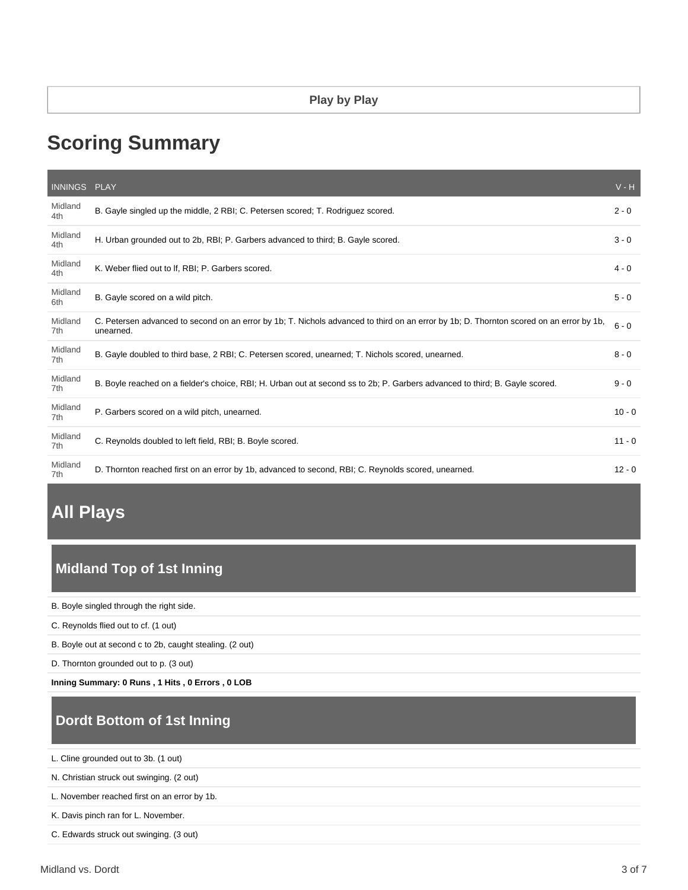**Play by Play**

# Scoring Summary

| INNINGS | PLAY | V - H |
|---|---|---|
| Midland 4th | B. Gayle singled up the middle, 2 RBI; C. Petersen scored; T. Rodriguez scored. | 2 - 0 |
| Midland 4th | H. Urban grounded out to 2b, RBI; P. Garbers advanced to third; B. Gayle scored. | 3 - 0 |
| Midland 4th | K. Weber flied out to lf, RBI; P. Garbers scored. | 4 - 0 |
| Midland 6th | B. Gayle scored on a wild pitch. | 5 - 0 |
| Midland 7th | C. Petersen advanced to second on an error by 1b; T. Nichols advanced to third on an error by 1b; D. Thornton scored on an error by 1b, unearned. | 6 - 0 |
| Midland 7th | B. Gayle doubled to third base, 2 RBI; C. Petersen scored, unearned; T. Nichols scored, unearned. | 8 - 0 |
| Midland 7th | B. Boyle reached on a fielder's choice, RBI; H. Urban out at second ss to 2b; P. Garbers advanced to third; B. Gayle scored. | 9 - 0 |
| Midland 7th | P. Garbers scored on a wild pitch, unearned. | 10 - 0 |
| Midland 7th | C. Reynolds doubled to left field, RBI; B. Boyle scored. | 11 - 0 |
| Midland 7th | D. Thornton reached first on an error by 1b, advanced to second, RBI; C. Reynolds scored, unearned. | 12 - 0 |

# All Plays

## Midland Top of 1st Inning

B. Boyle singled through the right side.

C. Reynolds flied out to cf. (1 out)

B. Boyle out at second c to 2b, caught stealing. (2 out)

D. Thornton grounded out to p. (3 out)

**Inning Summary: 0 Runs , 1 Hits , 0 Errors , 0 LOB**

## Dordt Bottom of 1st Inning

L. Cline grounded out to 3b. (1 out)

N. Christian struck out swinging. (2 out)

L. November reached first on an error by 1b.

K. Davis pinch ran for L. November.

C. Edwards struck out swinging. (3 out)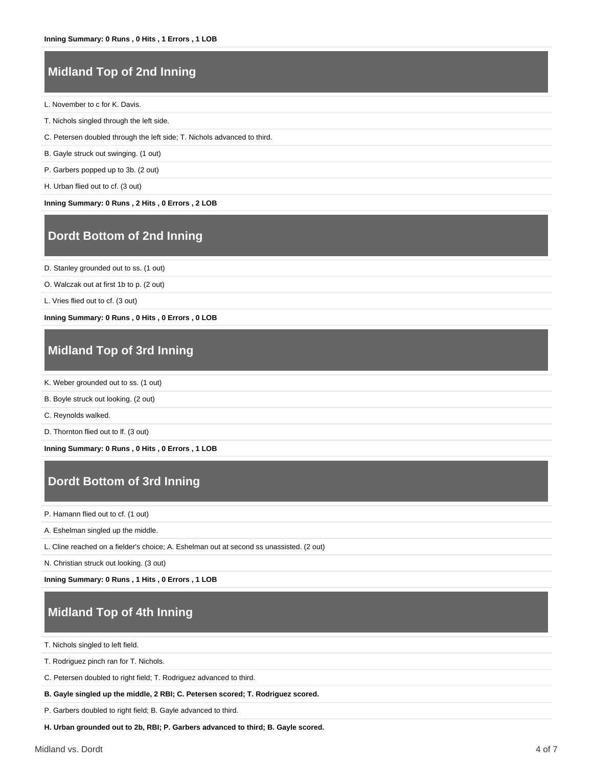**Inning Summary: 0 Runs , 0 Hits , 1 Errors , 1 LOB**

## Midland Top of 2nd Inning

L. November to c for K. Davis.

T. Nichols singled through the left side.

C. Petersen doubled through the left side; T. Nichols advanced to third.

B. Gayle struck out swinging. (1 out)

P. Garbers popped up to 3b. (2 out)

H. Urban flied out to cf. (3 out)

**Inning Summary: 0 Runs , 2 Hits , 0 Errors , 2 LOB**

## Dordt Bottom of 2nd Inning

D. Stanley grounded out to ss. (1 out)

O. Walczak out at first 1b to p. (2 out)

L. Vries flied out to cf. (3 out)

**Inning Summary: 0 Runs , 0 Hits , 0 Errors , 0 LOB**

## Midland Top of 3rd Inning

K. Weber grounded out to ss. (1 out)

B. Boyle struck out looking. (2 out)

C. Reynolds walked.

D. Thornton flied out to lf. (3 out)

**Inning Summary: 0 Runs , 0 Hits , 0 Errors , 1 LOB**

## Dordt Bottom of 3rd Inning

P. Hamann flied out to cf. (1 out)

A. Eshelman singled up the middle.

L. Cline reached on a fielder's choice; A. Eshelman out at second ss unassisted. (2 out)

N. Christian struck out looking. (3 out)

**Inning Summary: 0 Runs , 1 Hits , 0 Errors , 1 LOB**

## Midland Top of 4th Inning

T. Nichols singled to left field.

T. Rodriguez pinch ran for T. Nichols.

C. Petersen doubled to right field; T. Rodriguez advanced to third.

**B. Gayle singled up the middle, 2 RBI; C. Petersen scored; T. Rodriguez scored.**

P. Garbers doubled to right field; B. Gayle advanced to third.

**H. Urban grounded out to 2b, RBI; P. Garbers advanced to third; B. Gayle scored.**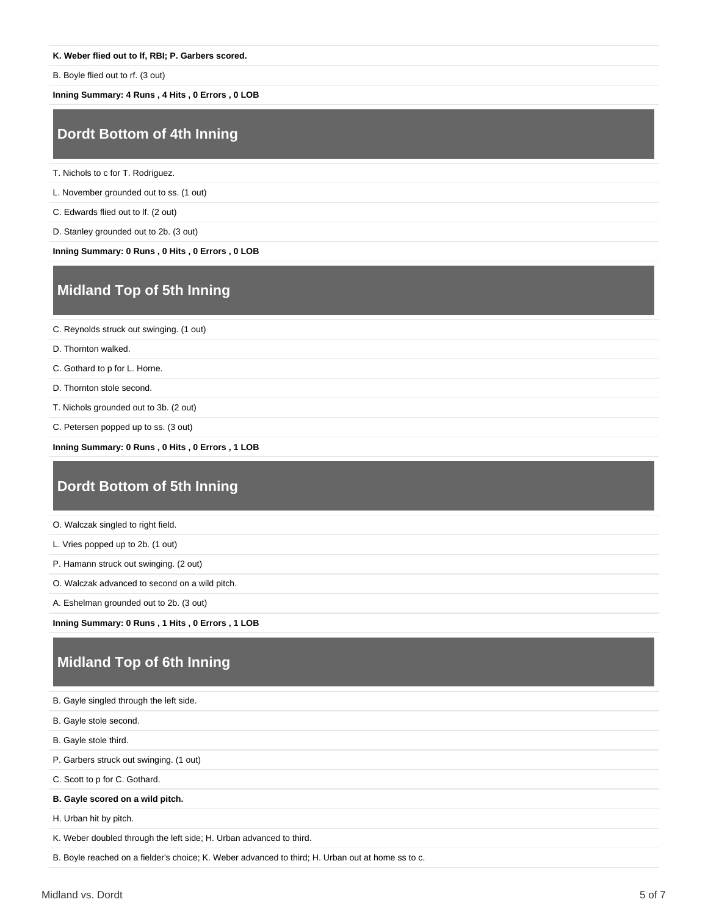**K. Weber flied out to lf, RBI; P. Garbers scored.**

B. Boyle flied out to rf. (3 out)

**Inning Summary: 4 Runs , 4 Hits , 0 Errors , 0 LOB**

## Dordt Bottom of 4th Inning

T. Nichols to c for T. Rodriguez.

L. November grounded out to ss. (1 out)

C. Edwards flied out to lf. (2 out)

D. Stanley grounded out to 2b. (3 out)

**Inning Summary: 0 Runs , 0 Hits , 0 Errors , 0 LOB**

## Midland Top of 5th Inning

C. Reynolds struck out swinging. (1 out)

D. Thornton walked.

C. Gothard to p for L. Horne.

D. Thornton stole second.

T. Nichols grounded out to 3b. (2 out)

C. Petersen popped up to ss. (3 out)

**Inning Summary: 0 Runs , 0 Hits , 0 Errors , 1 LOB**

## Dordt Bottom of 5th Inning

O. Walczak singled to right field.

L. Vries popped up to 2b. (1 out)

P. Hamann struck out swinging. (2 out)

O. Walczak advanced to second on a wild pitch.

A. Eshelman grounded out to 2b. (3 out)

**Inning Summary: 0 Runs , 1 Hits , 0 Errors , 1 LOB**

## Midland Top of 6th Inning

B. Gayle singled through the left side.

B. Gayle stole second.

B. Gayle stole third.

P. Garbers struck out swinging. (1 out)

C. Scott to p for C. Gothard.

**B. Gayle scored on a wild pitch.**

H. Urban hit by pitch.

K. Weber doubled through the left side; H. Urban advanced to third.

B. Boyle reached on a fielder's choice; K. Weber advanced to third; H. Urban out at home ss to c.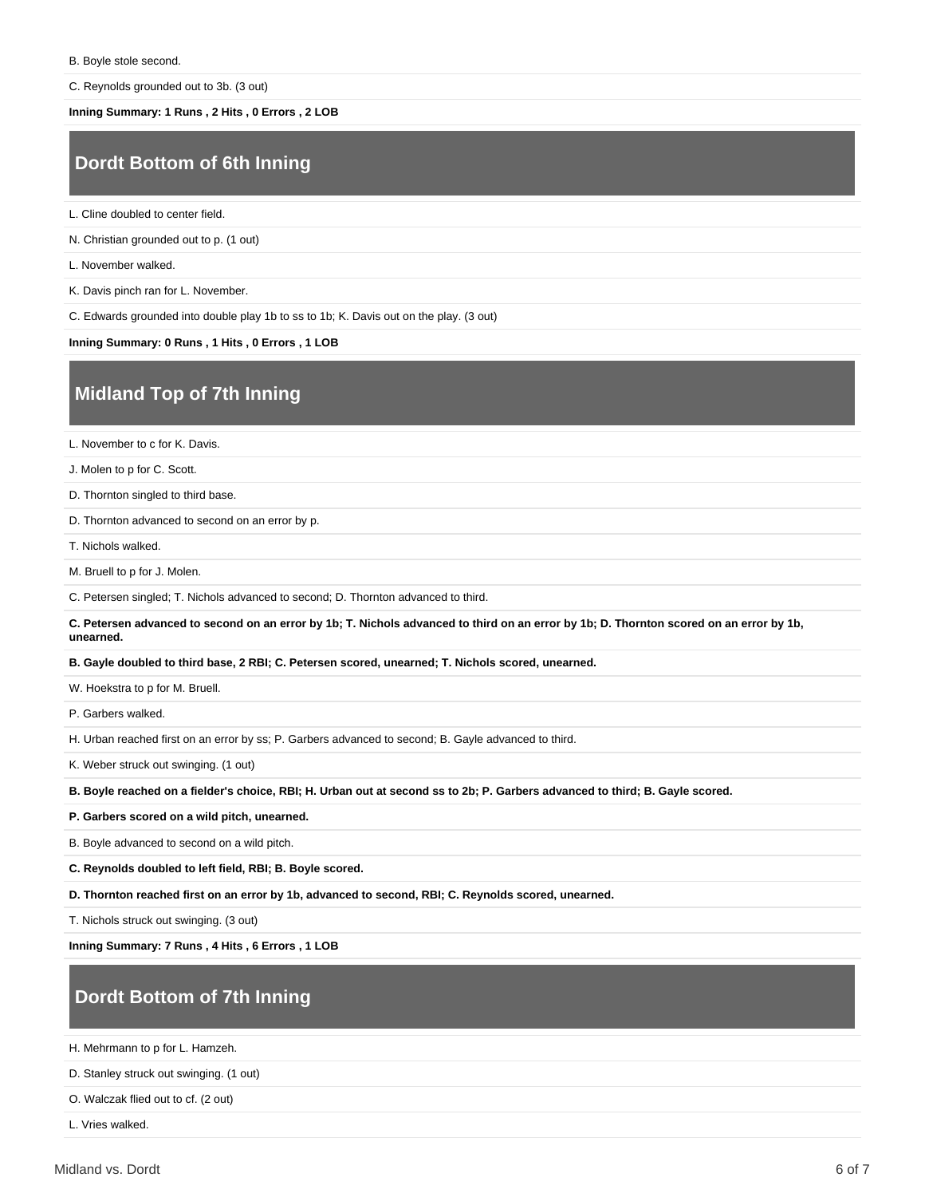B. Boyle stole second.

C. Reynolds grounded out to 3b. (3 out)

**Inning Summary: 1 Runs , 2 Hits , 0 Errors , 2 LOB**

## Dordt Bottom of 6th Inning

L. Cline doubled to center field.

N. Christian grounded out to p. (1 out)

L. November walked.

K. Davis pinch ran for L. November.

C. Edwards grounded into double play 1b to ss to 1b; K. Davis out on the play. (3 out)

**Inning Summary: 0 Runs , 1 Hits , 0 Errors , 1 LOB**

## Midland Top of 7th Inning

L. November to c for K. Davis.

J. Molen to p for C. Scott.

D. Thornton singled to third base.

D. Thornton advanced to second on an error by p.

T. Nichols walked.

M. Bruell to p for J. Molen.

C. Petersen singled; T. Nichols advanced to second; D. Thornton advanced to third.

**C. Petersen advanced to second on an error by 1b; T. Nichols advanced to third on an error by 1b; D. Thornton scored on an error by 1b, unearned.**

**B. Gayle doubled to third base, 2 RBI; C. Petersen scored, unearned; T. Nichols scored, unearned.**

W. Hoekstra to p for M. Bruell.

P. Garbers walked.

H. Urban reached first on an error by ss; P. Garbers advanced to second; B. Gayle advanced to third.

K. Weber struck out swinging. (1 out)

**B. Boyle reached on a fielder's choice, RBI; H. Urban out at second ss to 2b; P. Garbers advanced to third; B. Gayle scored.**

**P. Garbers scored on a wild pitch, unearned.**

B. Boyle advanced to second on a wild pitch.

**C. Reynolds doubled to left field, RBI; B. Boyle scored.**

**D. Thornton reached first on an error by 1b, advanced to second, RBI; C. Reynolds scored, unearned.**

T. Nichols struck out swinging. (3 out)

**Inning Summary: 7 Runs , 4 Hits , 6 Errors , 1 LOB**

## Dordt Bottom of 7th Inning

H. Mehrmann to p for L. Hamzeh.

D. Stanley struck out swinging. (1 out)

O. Walczak flied out to cf. (2 out)

L. Vries walked.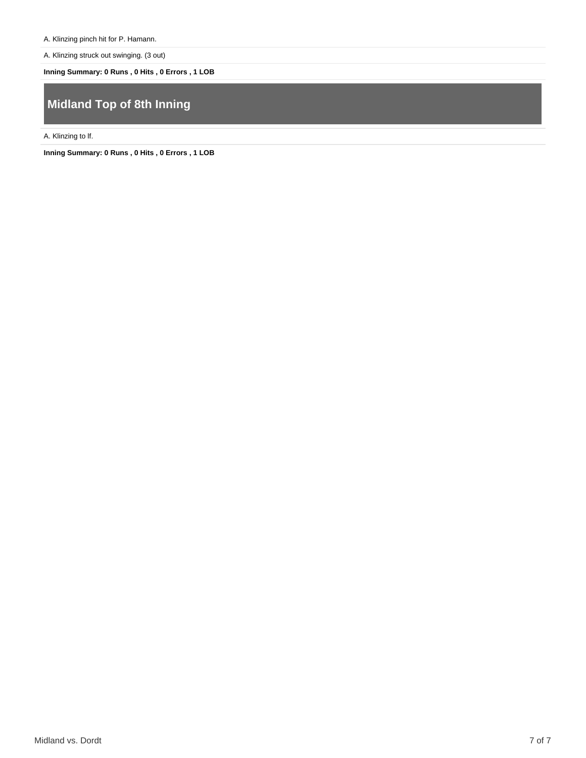A. Klinzing pinch hit for P. Hamann.

A. Klinzing struck out swinging. (3 out)

**Inning Summary: 0 Runs , 0 Hits , 0 Errors , 1 LOB**

## Midland Top of 8th Inning

A. Klinzing to lf.

**Inning Summary: 0 Runs , 0 Hits , 0 Errors , 1 LOB**